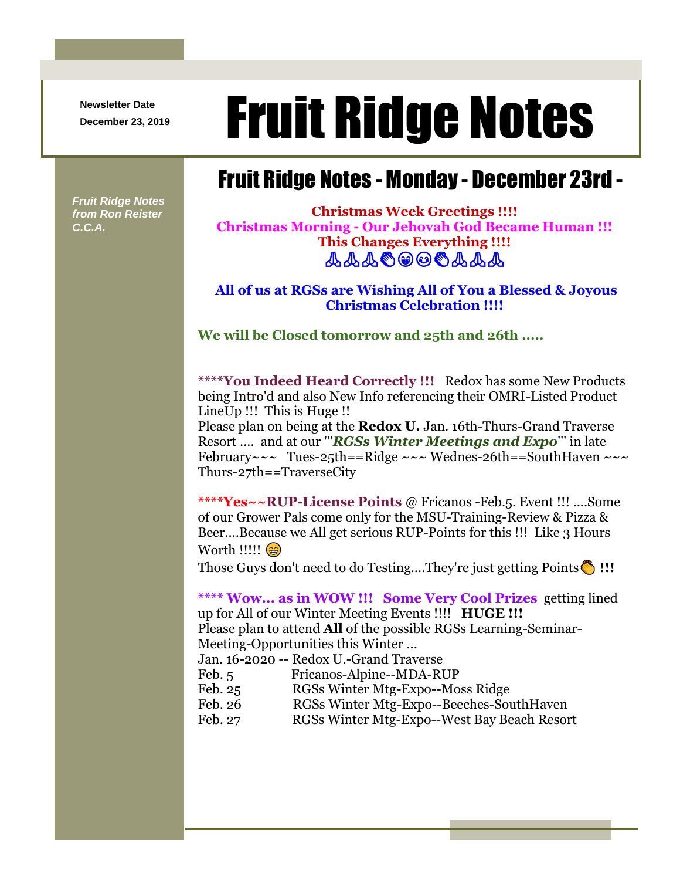Newsletter Date
December 23, 2019

# Fruit Ridge Notes

*Fruit Ridge Notes from Ron Reister C.C.A.*

## Fruit Ridge Notes - Monday - December 23rd -

**Christmas Week Greetings !!!!**
**Christmas Morning - Our Jehovah God Became Human !!!**
**This Changes Everything !!!!**
🙏🙏🙏👏😁😉👏🙏🙏🙏

**All of us at RGSs are Wishing All of You a Blessed & Joyous Christmas Celebration !!!!**

**We will be Closed tomorrow and 25th and 26th .....**

**\*\*\*\*You Indeed Heard Correctly !!!** Redox has some New Products being Intro'd and also New Info referencing their OMRI-Listed Product LineUp !!! This is Huge !!
Please plan on being at the **Redox U.** Jan. 16th-Thurs-Grand Traverse Resort .... and at our '"***RGSs Winter Meetings and Expo***"' in late February~~~ Tues-25th==Ridge ~~~ Wednes-26th==SouthHaven ~~~ Thurs-27th==TraverseCity

**\*\*\*\*Yes~~RUP-License Points** @ Fricanos -Feb.5. Event !!! ....Some of our Grower Pals come only for the MSU-Training-Review & Pizza & Beer....Because we All get serious RUP-Points for this !!! Like 3 Hours Worth !!!!! 😁
Those Guys don't need to do Testing....They're just getting Points👏 **!!!**

**\*\*\*\* Wow... as in WOW !!! Some Very Cool Prizes** getting lined up for All of our Winter Meeting Events !!!! **HUGE !!!**
Please plan to attend **All** of the possible RGSs Learning-Seminar-Meeting-Opportunities this Winter ...

| | |
|---|---|
| Jan. 16-2020 -- | Redox U.-Grand Traverse |
| Feb. 5 | Fricanos-Alpine--MDA-RUP |
| Feb. 25 | RGSs Winter Mtg-Expo--Moss Ridge |
| Feb. 26 | RGSs Winter Mtg-Expo--Beeches-SouthHaven |
| Feb. 27 | RGSs Winter Mtg-Expo--West Bay Beach Resort |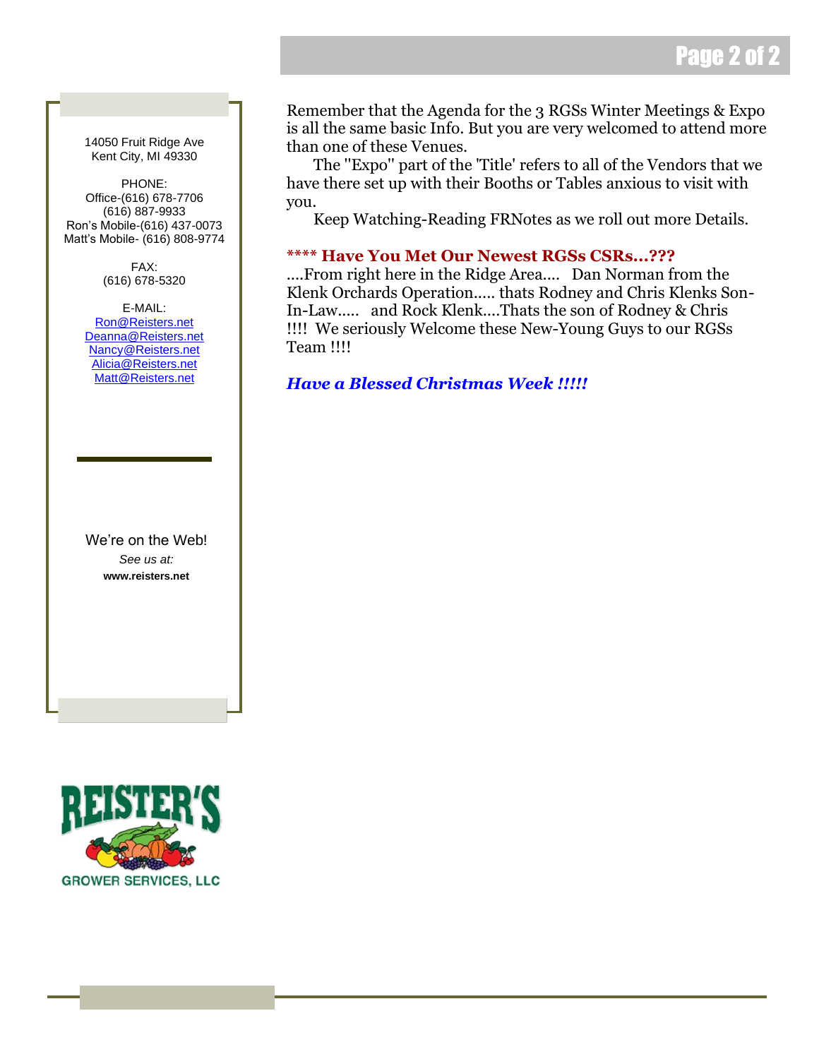14050 Fruit Ridge Ave
Kent City, MI 49330

PHONE:
Office-(616) 678-7706
(616) 887-9933
Ron's Mobile-(616) 437-0073
Matt's Mobile- (616) 808-9774

FAX:
(616) 678-5320

E-MAIL:
Ron@Reisters.net
Deanna@Reisters.net
Nancy@Reisters.net
Alicia@Reisters.net
Matt@Reisters.net

We're on the Web!
*See us at:*
**www.reisters.net**

REISTER'S
GROWER SERVICES, LLC

Remember that the Agenda for the 3 RGSs Winter Meetings & Expo is all the same basic Info. But you are very welcomed to attend more than one of these Venues.

The "Expo" part of the 'Title' refers to all of the Vendors that we have there set up with their Booths or Tables anxious to visit with you.

Keep Watching-Reading FRNotes as we roll out more Details.

**\*\*\*\* Have You Met Our Newest RGSs CSRs...???**

....From right here in the Ridge Area.... Dan Norman from the Klenk Orchards Operation..... thats Rodney and Chris Klenks Son-In-Law..... and Rock Klenk....Thats the son of Rodney & Chris !!!! We seriously Welcome these New-Young Guys to our RGSs Team !!!!

***Have a Blessed Christmas Week !!!!!***